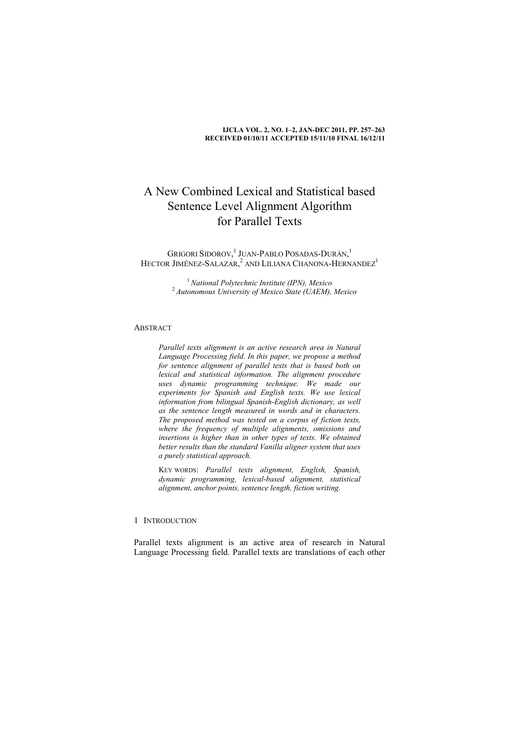# A New Combined Lexical and Statistical based Sentence Level Alignment Algorithm for Parallel Texts

GRIGORI SIDOROV,[1] JUAN-PABLO POSADAS-DURÁN,[1] HECTOR JIMÉNEZ-SALAZAR,[2] AND LILIANA CHANONA-HERNANDEZ[1]

[1] *National Polytechnic Institute (IPN), Mexico*
[2] *Autonomous University of Mexico State (UAEM), Mexico*

## ABSTRACT

*Parallel texts alignment is an active research area in Natural Language Processing field. In this paper, we propose a method for sentence alignment of parallel texts that is based both on lexical and statistical information. The alignment procedure uses dynamic programming technique. We made our experiments for Spanish and English texts. We use lexical information from bilingual Spanish-English dictionary, as well as the sentence length measured in words and in characters. The proposed method was tested on a corpus of fiction texts, where the frequency of multiple alignments, omissions and insertions is higher than in other types of texts. We obtained better results than the standard Vanilla aligner system that uses a purely statistical approach.*

KEY WORDS: *Parallel texts alignment, English, Spanish, dynamic programming, lexical-based alignment, statistical alignment, anchor points, sentence length, fiction writing.*

## 1 INTRODUCTION

Parallel texts alignment is an active area of research in Natural Language Processing field. Parallel texts are translations of each other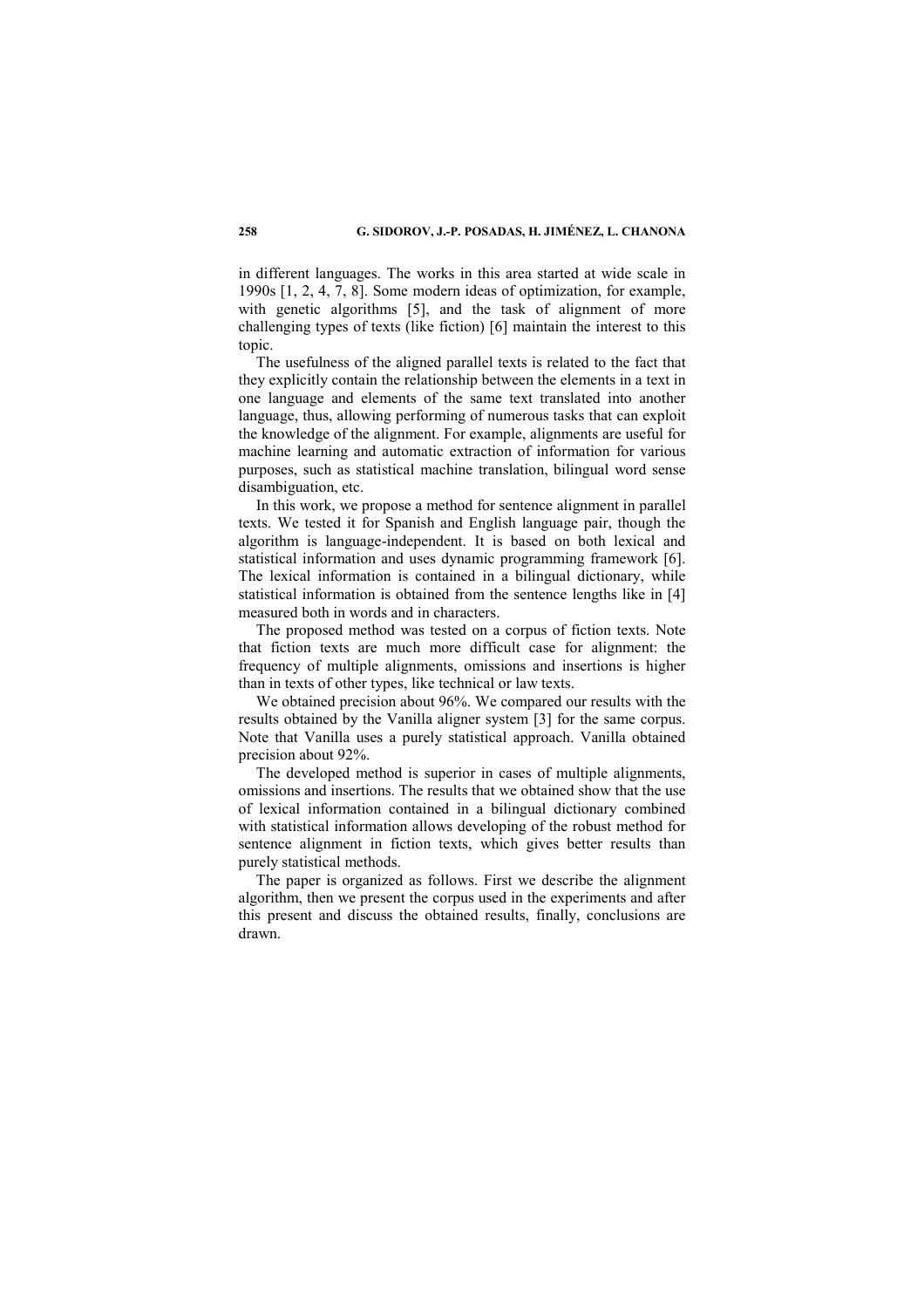in different languages. The works in this area started at wide scale in 1990s [1, 2, 4, 7, 8]. Some modern ideas of optimization, for example, with genetic algorithms [5], and the task of alignment of more challenging types of texts (like fiction) [6] maintain the interest to this topic.

The usefulness of the aligned parallel texts is related to the fact that they explicitly contain the relationship between the elements in a text in one language and elements of the same text translated into another language, thus, allowing performing of numerous tasks that can exploit the knowledge of the alignment. For example, alignments are useful for machine learning and automatic extraction of information for various purposes, such as statistical machine translation, bilingual word sense disambiguation, etc.

In this work, we propose a method for sentence alignment in parallel texts. We tested it for Spanish and English language pair, though the algorithm is language-independent. It is based on both lexical and statistical information and uses dynamic programming framework [6]. The lexical information is contained in a bilingual dictionary, while statistical information is obtained from the sentence lengths like in [4] measured both in words and in characters.

The proposed method was tested on a corpus of fiction texts. Note that fiction texts are much more difficult case for alignment: the frequency of multiple alignments, omissions and insertions is higher than in texts of other types, like technical or law texts.

We obtained precision about 96%. We compared our results with the results obtained by the Vanilla aligner system [3] for the same corpus. Note that Vanilla uses a purely statistical approach. Vanilla obtained precision about 92%.

The developed method is superior in cases of multiple alignments, omissions and insertions. The results that we obtained show that the use of lexical information contained in a bilingual dictionary combined with statistical information allows developing of the robust method for sentence alignment in fiction texts, which gives better results than purely statistical methods.

The paper is organized as follows. First we describe the alignment algorithm, then we present the corpus used in the experiments and after this present and discuss the obtained results, finally, conclusions are drawn.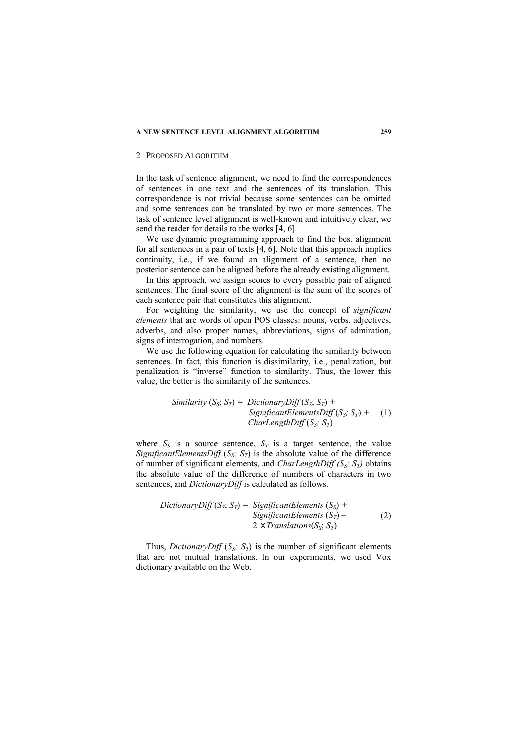## 2 Proposed Algorithm

In the task of sentence alignment, we need to find the correspondences of sentences in one text and the sentences of its translation. This correspondence is not trivial because some sentences can be omitted and some sentences can be translated by two or more sentences. The task of sentence level alignment is well-known and intuitively clear, we send the reader for details to the works [4, 6].

We use dynamic programming approach to find the best alignment for all sentences in a pair of texts [4, 6]. Note that this approach implies continuity, i.e., if we found an alignment of a sentence, then no posterior sentence can be aligned before the already existing alignment.

In this approach, we assign scores to every possible pair of aligned sentences. The final score of the alignment is the sum of the scores of each sentence pair that constitutes this alignment.

For weighting the similarity, we use the concept of *significant elements* that are words of open POS classes: nouns, verbs, adjectives, adverbs, and also proper names, abbreviations, signs of admiration, signs of interrogation, and numbers.

We use the following equation for calculating the similarity between sentences. In fact, this function is dissimilarity, i.e., penalization, but penalization is "inverse" function to similarity. Thus, the lower this value, the better is the similarity of the sentences.

$$\begin{aligned} Similarity\,(S_S; S_T) = \; & DictionaryDiff\,(S_S; S_T) + \\ & SignificantElementsDiff\,(S_S; S_T) + \\ & CharLengthDiff\,(S_S; S_T) \end{aligned} \tag{1}$$

where $S_S$ is a source sentence, $S_T$ is a target sentence, the value *SignificantElementsDiff* $(S_S; S_T)$ is the absolute value of the difference of number of significant elements, and *CharLengthDiff* $(S_S; S_T)$ obtains the absolute value of the difference of numbers of characters in two sentences, and *DictionaryDiff* is calculated as follows.

$$\begin{aligned} DictionaryDiff\,(S_S; S_T) = \; & SignificantElements\,(S_S) + \\ & SignificantElements\,(S_T) - \\ & 2 \times Translations(S_S; S_T) \end{aligned} \tag{2}$$

Thus, *DictionaryDiff* $(S_S; S_T)$ is the number of significant elements that are not mutual translations. In our experiments, we used Vox dictionary available on the Web.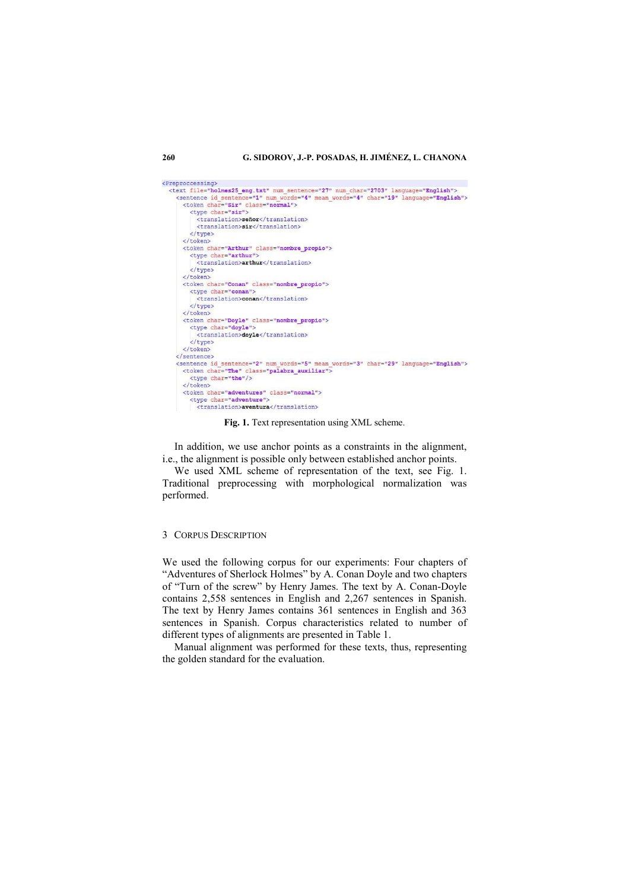```xml
<Preproccessing>
  <text file="holmes25_eng.txt" num_sentence="27" num_char="2703" language="English">
    <sentence id_sentence="1" num_words="4" mean_words="4" char="19" language="English">
      <token char="Sir" class="normal">
        <type char="sir">
          <translation>señor</translation>
          <translation>sir</translation>
        </type>
      </token>
      <token char="Arthur" class="nombre_propio">
        <type char="arthur">
          <translation>arthur</translation>
        </type>
      </token>
      <token char="Conan" class="nombre_propio">
        <type char="conan">
          <translation>conan</translation>
        </type>
      </token>
      <token char="Doyle" class="nombre_propio">
        <type char="doyle">
          <translation>doyle</translation>
        </type>
      </token>
    </sentence>
    <sentence id_sentence="2" num_words="5" mean_words="3" char="29" language="English">
      <token char="The" class="palabra_auxiliar">
        <type char="the"/>
      </token>
      <token char="adventures" class="normal">
        <type char="adventure">
          <translation>aventura</translation>
```

**Fig. 1.** Text representation using XML scheme.

In addition, we use anchor points as a constraints in the alignment, i.e., the alignment is possible only between established anchor points.

We used XML scheme of representation of the text, see Fig. 1. Traditional preprocessing with morphological normalization was performed.

## 3 Corpus Description

We used the following corpus for our experiments: Four chapters of "Adventures of Sherlock Holmes" by A. Conan Doyle and two chapters of "Turn of the screw" by Henry James. The text by A. Conan-Doyle contains 2,558 sentences in English and 2,267 sentences in Spanish. The text by Henry James contains 361 sentences in English and 363 sentences in Spanish. Corpus characteristics related to number of different types of alignments are presented in Table 1.

Manual alignment was performed for these texts, thus, representing the golden standard for the evaluation.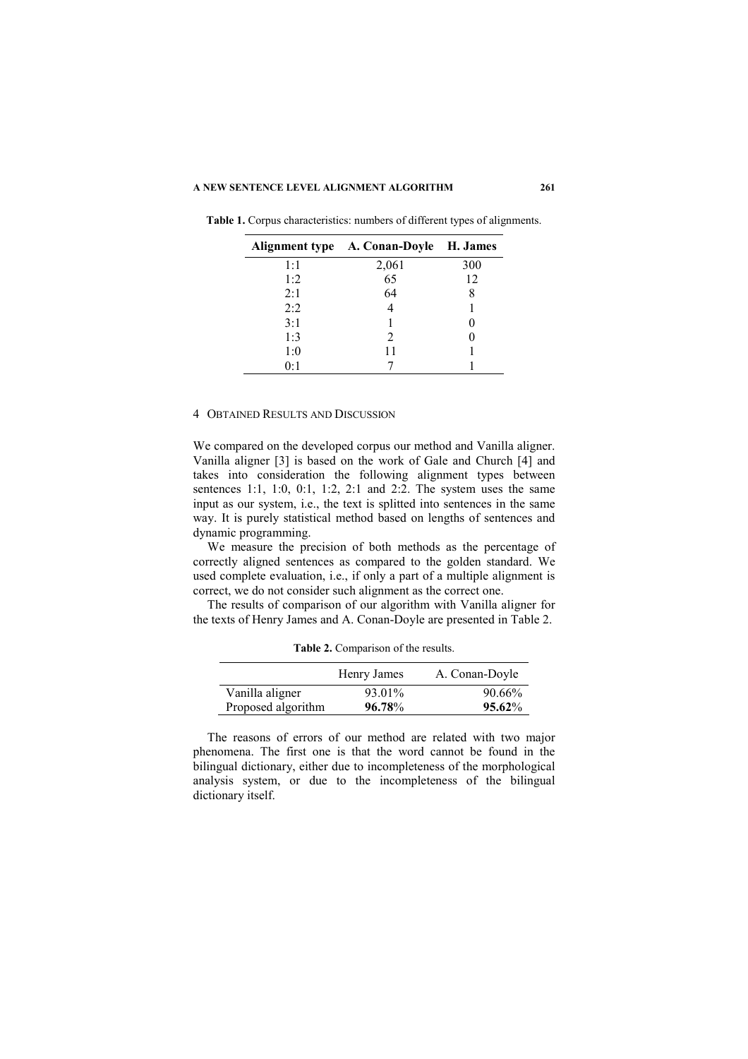**Table 1.** Corpus characteristics: numbers of different types of alignments.

| Alignment type | A. Conan-Doyle | H. James |
|---|---|---|
| 1:1 | 2,061 | 300 |
| 1:2 | 65 | 12 |
| 2:1 | 64 | 8 |
| 2:2 | 4 | 1 |
| 3:1 | 1 | 0 |
| 1:3 | 2 | 0 |
| 1:0 | 11 | 1 |
| 0:1 | 7 | 1 |

## 4 OBTAINED RESULTS AND DISCUSSION

We compared on the developed corpus our method and Vanilla aligner. Vanilla aligner [3] is based on the work of Gale and Church [4] and takes into consideration the following alignment types between sentences 1:1, 1:0, 0:1, 1:2, 2:1 and 2:2. The system uses the same input as our system, i.e., the text is splitted into sentences in the same way. It is purely statistical method based on lengths of sentences and dynamic programming.

We measure the precision of both methods as the percentage of correctly aligned sentences as compared to the golden standard. We used complete evaluation, i.e., if only a part of a multiple alignment is correct, we do not consider such alignment as the correct one.

The results of comparison of our algorithm with Vanilla aligner for the texts of Henry James and A. Conan-Doyle are presented in Table 2.

**Table 2.** Comparison of the results.

| | Henry James | A. Conan-Doyle |
|---|---|---|
| Vanilla aligner | 93.01% | 90.66% |
| Proposed algorithm | **96.78%** | **95.62%** |

The reasons of errors of our method are related with two major phenomena. The first one is that the word cannot be found in the bilingual dictionary, either due to incompleteness of the morphological analysis system, or due to the incompleteness of the bilingual dictionary itself.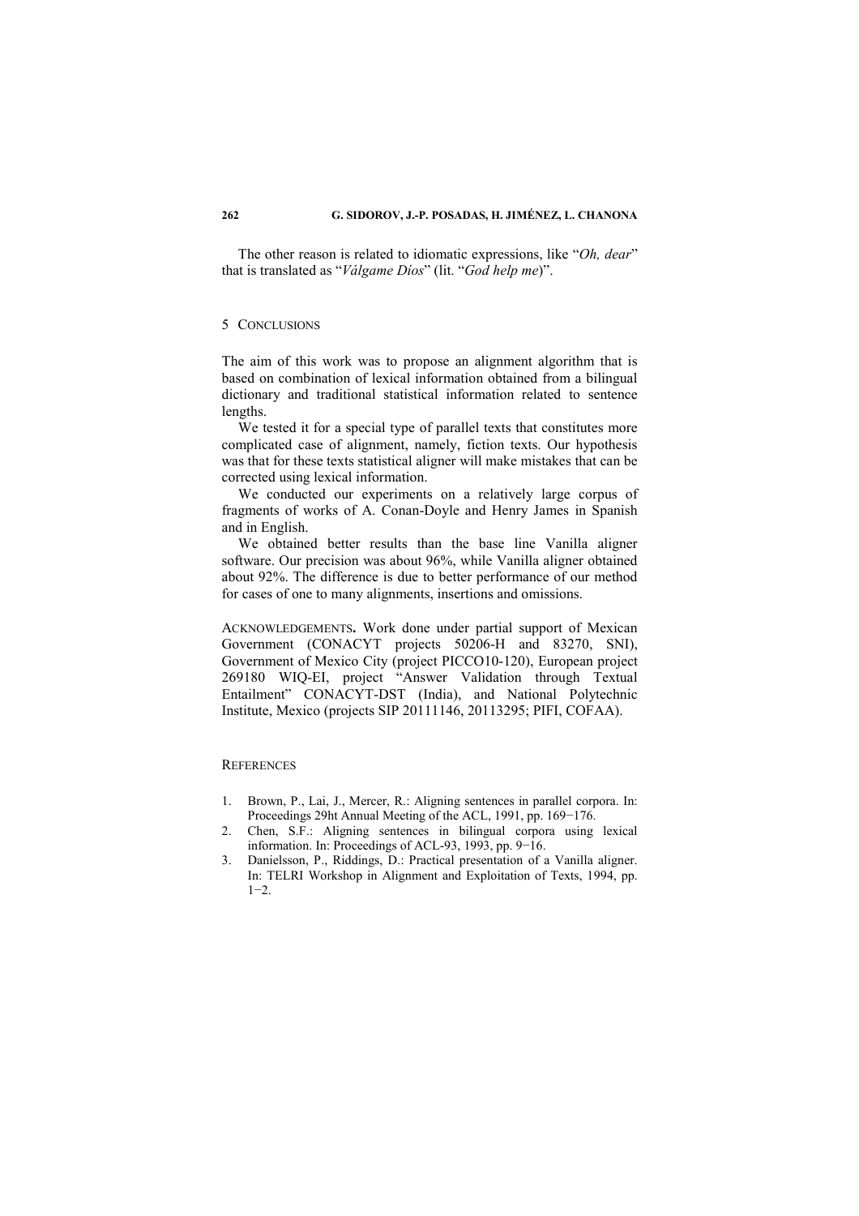The other reason is related to idiomatic expressions, like "*Oh, dear*" that is translated as "*Válgame Díos*" (lit. "*God help me*").

## 5 Conclusions

The aim of this work was to propose an alignment algorithm that is based on combination of lexical information obtained from a bilingual dictionary and traditional statistical information related to sentence lengths.

We tested it for a special type of parallel texts that constitutes more complicated case of alignment, namely, fiction texts. Our hypothesis was that for these texts statistical aligner will make mistakes that can be corrected using lexical information.

We conducted our experiments on a relatively large corpus of fragments of works of A. Conan-Doyle and Henry James in Spanish and in English.

We obtained better results than the base line Vanilla aligner software. Our precision was about 96%, while Vanilla aligner obtained about 92%. The difference is due to better performance of our method for cases of one to many alignments, insertions and omissions.

Acknowledgements**.** Work done under partial support of Mexican Government (CONACYT projects 50206-H and 83270, SNI), Government of Mexico City (project PICCO10-120), European project 269180 WIQ-EI, project "Answer Validation through Textual Entailment" CONACYT-DST (India), and National Polytechnic Institute, Mexico (projects SIP 20111146, 20113295; PIFI, COFAA).

## References

1. Brown, P., Lai, J., Mercer, R.: Aligning sentences in parallel corpora. In: Proceedings 29ht Annual Meeting of the ACL, 1991, pp. 169−176.
2. Chen, S.F.: Aligning sentences in bilingual corpora using lexical information. In: Proceedings of ACL-93, 1993, pp. 9−16.
3. Danielsson, P., Riddings, D.: Practical presentation of a Vanilla aligner. In: TELRI Workshop in Alignment and Exploitation of Texts, 1994, pp. 1−2.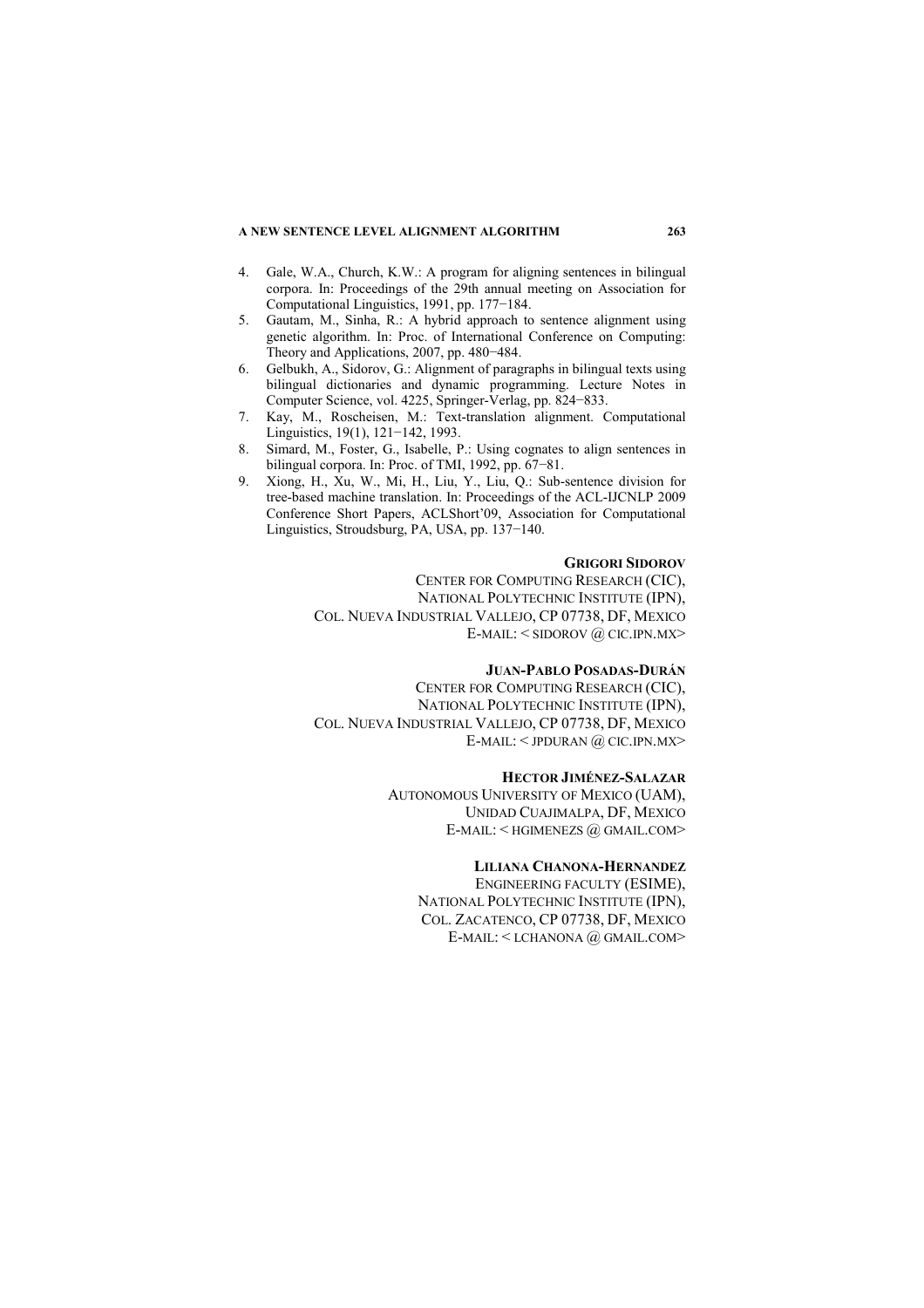4. Gale, W.A., Church, K.W.: A program for aligning sentences in bilingual corpora. In: Proceedings of the 29th annual meeting on Association for Computational Linguistics, 1991, pp. 177−184.
5. Gautam, M., Sinha, R.: A hybrid approach to sentence alignment using genetic algorithm. In: Proc. of International Conference on Computing: Theory and Applications, 2007, pp. 480−484.
6. Gelbukh, A., Sidorov, G.: Alignment of paragraphs in bilingual texts using bilingual dictionaries and dynamic programming. Lecture Notes in Computer Science, vol. 4225, Springer-Verlag, pp. 824−833.
7. Kay, M., Roscheisen, M.: Text-translation alignment. Computational Linguistics, 19(1), 121−142, 1993.
8. Simard, M., Foster, G., Isabelle, P.: Using cognates to align sentences in bilingual corpora. In: Proc. of TMI, 1992, pp. 67−81.
9. Xiong, H., Xu, W., Mi, H., Liu, Y., Liu, Q.: Sub-sentence division for tree-based machine translation. In: Proceedings of the ACL-IJCNLP 2009 Conference Short Papers, ACLShort'09, Association for Computational Linguistics, Stroudsburg, PA, USA, pp. 137−140.

**GRIGORI SIDOROV**
CENTER FOR COMPUTING RESEARCH (CIC),
NATIONAL POLYTECHNIC INSTITUTE (IPN),
COL. NUEVA INDUSTRIAL VALLEJO, CP 07738, DF, MEXICO
E-MAIL: < SIDOROV @ CIC.IPN.MX>

**JUAN-PABLO POSADAS-DURÁN**
CENTER FOR COMPUTING RESEARCH (CIC),
NATIONAL POLYTECHNIC INSTITUTE (IPN),
COL. NUEVA INDUSTRIAL VALLEJO, CP 07738, DF, MEXICO
E-MAIL: < JPDURAN @ CIC.IPN.MX>

**HECTOR JIMÉNEZ-SALAZAR**
AUTONOMOUS UNIVERSITY OF MEXICO (UAM),
UNIDAD CUAJIMALPA, DF, MEXICO
E-MAIL: < HGIMENEZS @ GMAIL.COM>

**LILIANA CHANONA-HERNANDEZ**
ENGINEERING FACULTY (ESIME),
NATIONAL POLYTECHNIC INSTITUTE (IPN),
COL. ZACATENCO, CP 07738, DF, MEXICO
E-MAIL: < LCHANONA @ GMAIL.COM>